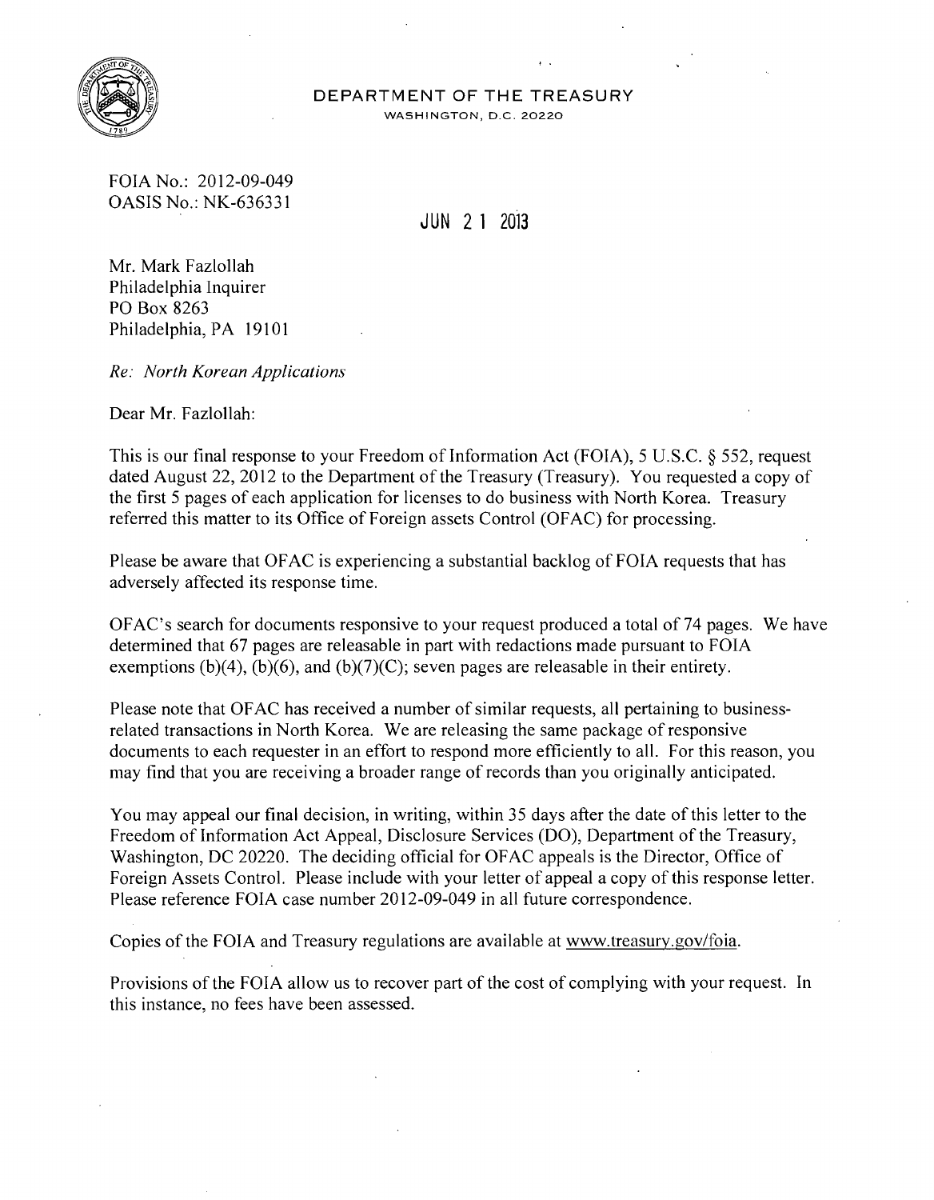DEPARTMENT OF THE TREASURY
WASHINGTON, D.C. 20220

FOIA No.: 2012-09-049
OASIS No.: NK-636331

JUN 21 2013

Mr. Mark Fazlollah
Philadelphia Inquirer
PO Box 8263
Philadelphia, PA 19101

*Re: North Korean Applications*

Dear Mr. Fazlollah:

This is our final response to your Freedom of Information Act (FOIA), 5 U.S.C. § 552, request dated August 22, 2012 to the Department of the Treasury (Treasury). You requested a copy of the first 5 pages of each application for licenses to do business with North Korea. Treasury referred this matter to its Office of Foreign assets Control (OFAC) for processing.

Please be aware that OFAC is experiencing a substantial backlog of FOIA requests that has adversely affected its response time.

OFAC's search for documents responsive to your request produced a total of 74 pages. We have determined that 67 pages are releasable in part with redactions made pursuant to FOIA exemptions (b)(4), (b)(6), and (b)(7)(C); seven pages are releasable in their entirety.

Please note that OFAC has received a number of similar requests, all pertaining to business-related transactions in North Korea. We are releasing the same package of responsive documents to each requester in an effort to respond more efficiently to all. For this reason, you may find that you are receiving a broader range of records than you originally anticipated.

You may appeal our final decision, in writing, within 35 days after the date of this letter to the Freedom of Information Act Appeal, Disclosure Services (DO), Department of the Treasury, Washington, DC 20220. The deciding official for OFAC appeals is the Director, Office of Foreign Assets Control. Please include with your letter of appeal a copy of this response letter. Please reference FOIA case number 2012-09-049 in all future correspondence.

Copies of the FOIA and Treasury regulations are available at www.treasury.gov/foia.

Provisions of the FOIA allow us to recover part of the cost of complying with your request. In this instance, no fees have been assessed.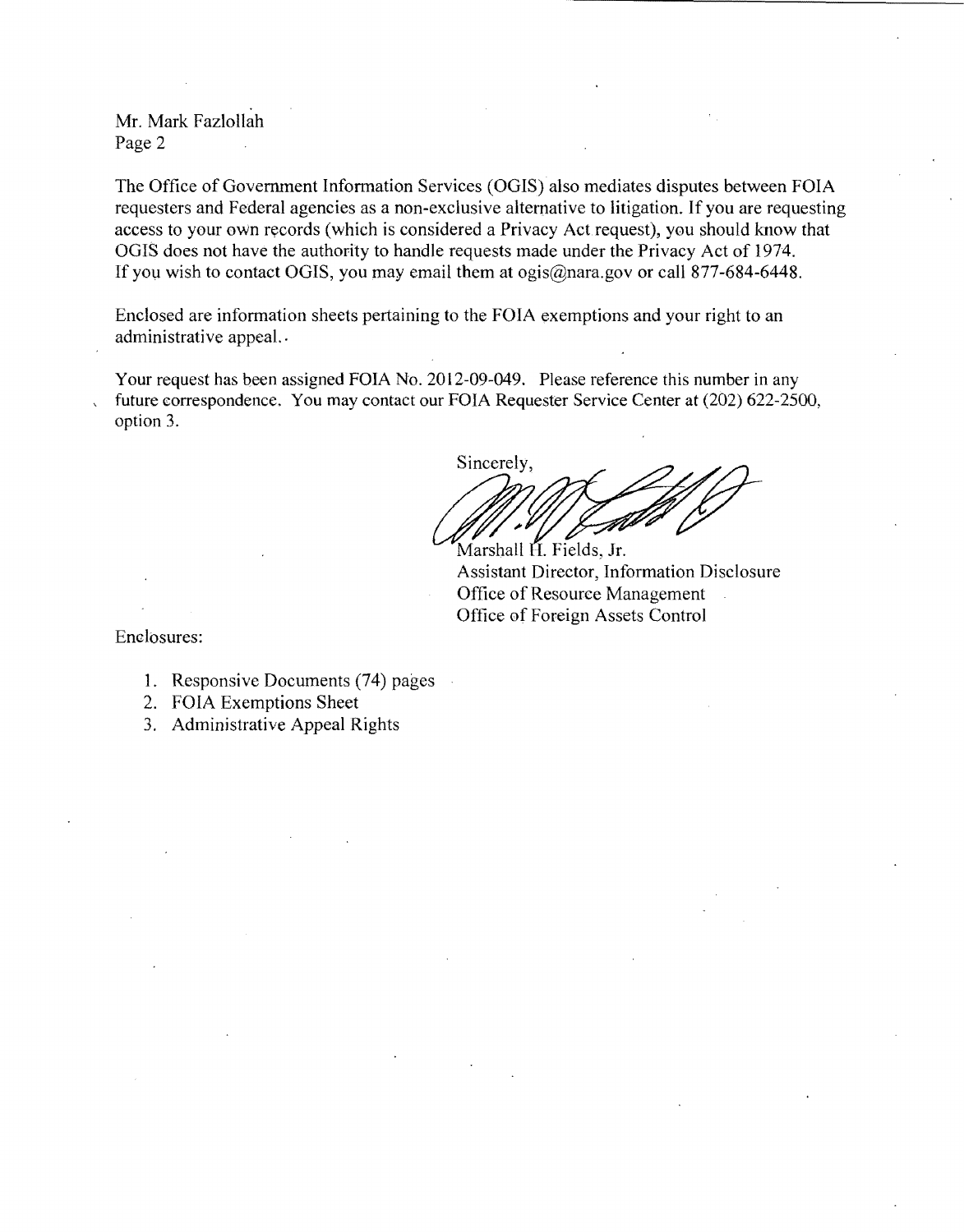Mr. Mark Fazlollah
Page 2

The Office of Government Information Services (OGIS) also mediates disputes between FOIA requesters and Federal agencies as a non-exclusive alternative to litigation. If you are requesting access to your own records (which is considered a Privacy Act request), you should know that OGIS does not have the authority to handle requests made under the Privacy Act of 1974. If you wish to contact OGIS, you may email them at ogis@nara.gov or call 877-684-6448.

Enclosed are information sheets pertaining to the FOIA exemptions and your right to an administrative appeal.

Your request has been assigned FOIA No. 2012-09-049. Please reference this number in any future correspondence. You may contact our FOIA Requester Service Center at (202) 622-2500, option 3.

Sincerely,

Marshall H. Fields, Jr.
Assistant Director, Information Disclosure
Office of Resource Management
Office of Foreign Assets Control

Enclosures:

1. Responsive Documents (74) pages
2. FOIA Exemptions Sheet
3. Administrative Appeal Rights